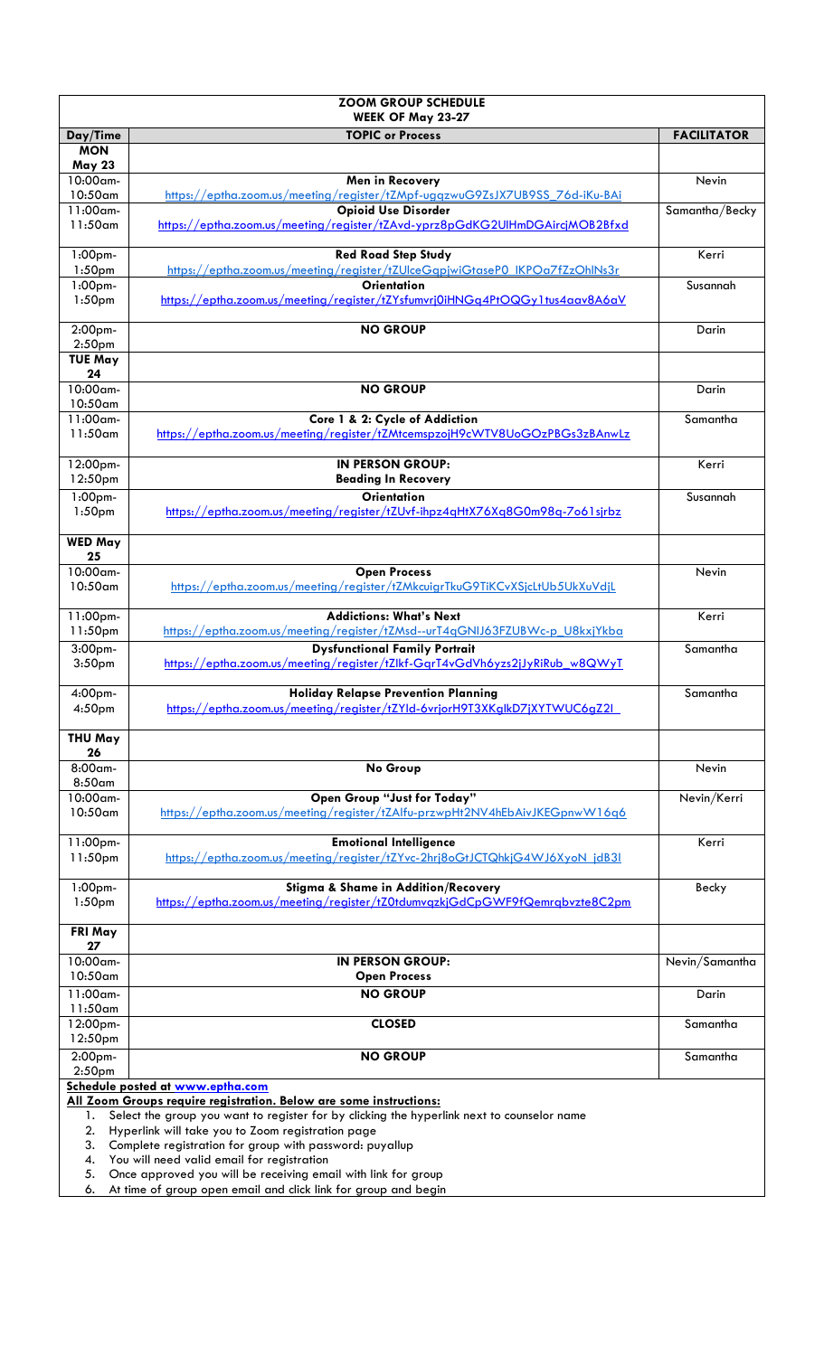| ZOOM GROUP SCHEDULE WEEK OF May 23-27 | | |
|---|---|---|
| **Day/Time** | **TOPIC or Process** | **FACILITATOR** |
| **MON May 23** | | |
| 10:00am-10:50am | **Men in Recovery** https://eptha.zoom.us/meeting/register/tZMpf-ugqzwuG9ZsJX7UB9SS_76d-iKu-BAi | Nevin |
| 11:00am-11:50am | **Opioid Use Disorder** https://eptha.zoom.us/meeting/register/tZAvd-yprz8pGdKG2UlHmDGAircjMOB2Bfxd | Samantha/Becky |
| 1:00pm-1:50pm | **Red Road Step Study** https://eptha.zoom.us/meeting/register/tZUlceGqpjwiGtaseP0_lKPOa7fZzOhlNs3r | Kerri |
| 1:00pm-1:50pm | **Orientation** https://eptha.zoom.us/meeting/register/tZYsfumvrj0iHNGq4PtOQGy1tus4aav8A6aV | Susannah |
| 2:00pm-2:50pm | **NO GROUP** | Darin |
| **TUE May 24** | | |
| 10:00am-10:50am | **NO GROUP** | Darin |
| 11:00am-11:50am | **Core 1 & 2: Cycle of Addiction** https://eptha.zoom.us/meeting/register/tZMtcemspzojH9cWTV8UoGOzPBGs3zBAnwLz | Samantha |
| 12:00pm-12:50pm | **IN PERSON GROUP: Beading In Recovery** | Kerri |
| 1:00pm-1:50pm | **Orientation** https://eptha.zoom.us/meeting/register/tZUvf-ihpz4qHtX76Xq8G0m98q-7o61sjrbz | Susannah |
| **WED May 25** | | |
| 10:00am-10:50am | **Open Process** https://eptha.zoom.us/meeting/register/tZMkcuigrTkuG9TiKCvXSjcLtUb5UkXuVdjL | Nevin |
| 11:00pm-11:50pm | **Addictions: What's Next** https://eptha.zoom.us/meeting/register/tZMsd--urT4qGNIJ63FZUBWc-p_U8kxjYkba | Kerri |
| 3:00pm-3:50pm | **Dysfunctional Family Portrait** https://eptha.zoom.us/meeting/register/tZIkf-GqrT4vGdVh6yzs2jJyRiRub_w8QWyT | Samantha |
| 4:00pm-4:50pm | **Holiday Relapse Prevention Planning** https://eptha.zoom.us/meeting/register/tZYld-6vrjorH9T3XKglkD7jXYTWUC6gZ2I | Samantha |
| **THU May 26** | | |
| 8:00am-8:50am | **No Group** | Nevin |
| 10:00am-10:50am | **Open Group "Just for Today"** https://eptha.zoom.us/meeting/register/tZAlfu-przwpHt2NV4hEbAivJKEGpnwW16q6 | Nevin/Kerri |
| 11:00pm-11:50pm | **Emotional Intelligence** https://eptha.zoom.us/meeting/register/tZYvc-2hrj8oGtJCTQhkjG4WJ6XyoN_jdB3I | Kerri |
| 1:00pm-1:50pm | **Stigma & Shame in Addition/Recovery** https://eptha.zoom.us/meeting/register/tZ0tdumvqzkjGdCpGWF9fQemrqbvzte8C2pm | Becky |
| **FRI May 27** | | |
| 10:00am-10:50am | **IN PERSON GROUP: Open Process** | Nevin/Samantha |
| 11:00am-11:50am | **NO GROUP** | Darin |
| 12:00pm-12:50pm | **CLOSED** | Samantha |
| 2:00pm-2:50pm | **NO GROUP** | Samantha |

**Schedule posted at www.eptha.com**

**All Zoom Groups require registration. Below are some instructions:**

1. Select the group you want to register for by clicking the hyperlink next to counselor name
2. Hyperlink will take you to Zoom registration page
3. Complete registration for group with password: puyallup
4. You will need valid email for registration
5. Once approved you will be receiving email with link for group
6. At time of group open email and click link for group and begin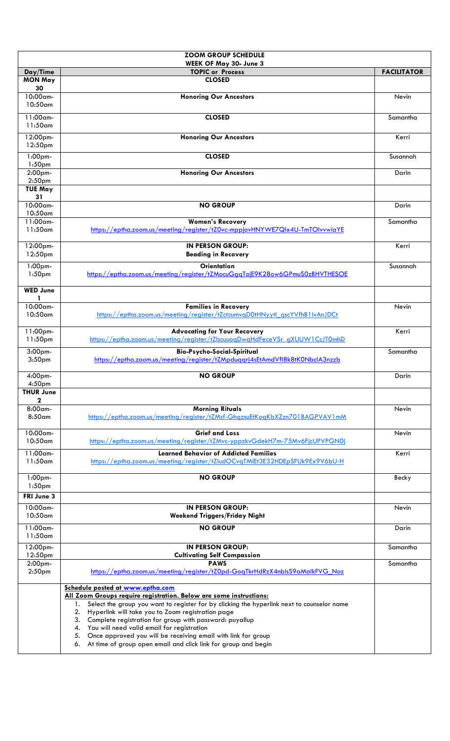| ZOOM GROUP SCHEDULE<br>WEEK OF May 30- June 3 | | |
|---|---|---|
| **Day/Time** | **TOPIC or Process** | **FACILITATOR** |
| **MON May 30** | **CLOSED** | |
| 10:00am-10:50am | **Honoring Our Ancestors** | Nevin |
| 11:00am-11:50am | **CLOSED** | Samantha |
| 12:00pm-12:50pm | **Honoring Our Ancestors** | Kerri |
| 1:00pm-1:50pm | **CLOSED** | Susannah |
| 2:00pm-2:50pm | **Honoring Our Ancestors** | Darin |
| **TUE May 31** | | |
| 10:00am-10:50am | **NO GROUP** | Darin |
| 11:00am-11:50am | **Women's Recovery**<br>https://eptha.zoom.us/meeting/register/tZ0vc-mppjovHNYWE7QIx4U-TmTOIvvwiaYE | Samantha |
| 12:00pm-12:50pm | **IN PERSON GROUP:**<br>**Beading in Recovery** | Kerri |
| 1:00pm-1:50pm | **Orientation**<br>https://eptha.zoom.us/meeting/register/tZMocuGgqTojE9K28ow6GPmuS0zBHVTHESOE | Susannah |
| **WED June 1** | | |
| 10:00am-10:50am | **Families in Recovery**<br>https://eptha.zoom.us/meeting/register/tZctcumvqD0tHNyytI_qscYVfhB1IvAnJDCt | Nevin |
| 11:00pm-11:50pm | **Advocating for Your Recovery**<br>https://eptha.zoom.us/meeting/register/tZIscuuoqDwqHdFeceVSr_gXUUW1CcJT0mhD | Kerri |
| 3:00pm-3:50pm | **Bio-Psycho-Social-Spiritual**<br>https://eptha.zoom.us/meeting/register/tZMpduqqrj4sEtAmdVfI8k8tK0NbcIA3nzzb | Samantha |
| 4:00pm-4:50pm | **NO GROUP** | Darin |
| **THUR June 2** | | |
| 8:00am-8:50am | **Morning Rituals**<br>https://eptha.zoom.us/meeting/register/tZMsf-GhqzsuEtKoqKbXZzn701BAGPVAV1mM | Nevin |
| 10:00am-10:50am | **Grief and Loss**<br>https://eptha.zoom.us/meeting/register/tZMvc-yppzkvGdekH7m-75Mv6FjcUPVPGN0j | Nevin |
| 11:00am-11:50am | **Learned Behavior of Addicted Families**<br>https://eptha.zoom.us/meeting/register/tZIudOCvqTMiEt3E32HDEpSFUk9Ex9V6bU-H | Kerri |
| 1:00pm-1:50pm | **NO GROUP** | Becky |
| **FRI June 3** | | |
| 10:00am-10:50am | **IN PERSON GROUP:**<br>**Weekend Triggers/Friday Night** | Nevin |
| 11:00am-11:50am | **NO GROUP** | Darin |
| 12:00pm-12:50pm | **IN PERSON GROUP:**<br>**Cultivating Self Compassion** | Samantha |
| 2:00pm-2:50pm | **PAWS**<br>https://eptha.zoom.us/meeting/register/tZ0pd-GoqTkrHdRzX4nbIsS9aMaIkFVG_Noz | Samantha |
| | **Schedule posted at www.eptha.com**<br>**All Zoom Groups require registration. Below are some instructions:**<br>1. Select the group you want to register for by clicking the hyperlink next to counselor name<br>2. Hyperlink will take you to Zoom registration page<br>3. Complete registration for group with password: puyallup<br>4. You will need valid email for registration<br>5. Once approved you will be receiving email with link for group<br>6. At time of group open email and click link for group and begin | |